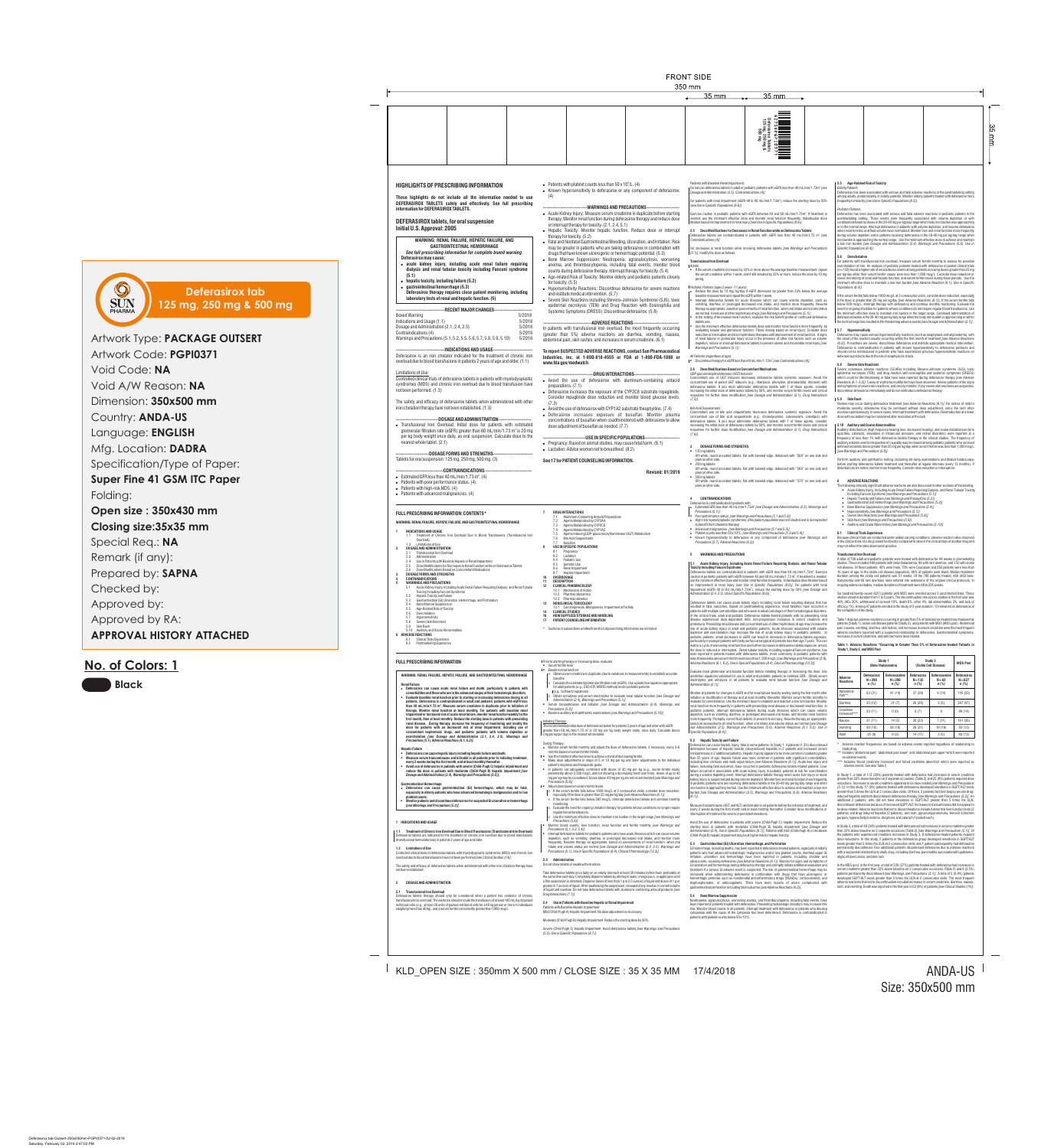FRONT SIDE

350 mm

35 mm 35 mm

35 mm

**Deferasirox tab 125 mg, 250 mg & 500 mg**

SUN PHARMA

Artwork Type: **PACKAGE OUTSERT**

Artwork Code: **PGPI0371**

Void Code: **NA**

Void A/W Reason: **NA**

Dimension: **350x500 mm**

Country: **ANDA-US**

Language: **ENGLISH**

Mfg. Location: **DADRA**

Specification/Type of Paper:

**Super Fine 41 GSM ITC Paper**

Folding:

**Open size : 350x430 mm**

**Closing size:35x35 mm**

Special Req.: **NA**

Remark (if any):

Prepared by: **SAPNA**

Checked by:

Approved by:

Approved by RA:

**APPROVAL HISTORY ATTACHED**

**No. of Colors: 1**

Black

## HIGHLIGHTS OF PRESCRIBING INFORMATION

**These highlights do not include all the information needed to use DEFERASIROX TABLETS safely and effectively. See full prescribing information for DEFERASIROX TABLETS.**

**DEFERASIROX tablets, for oral suspension**
**Initial U.S. Approval: 2005**

**WARNING: RENAL FAILURE, HEPATIC FAILURE, AND GASTROINTESTINAL HEMORRHAGE**

***See full prescribing information for complete boxed warning.***

**Deferasirox may cause:**
- **acute kidney injury, including acute renal failure requiring dialysis and renal tubular toxicity including Fanconi syndrome (5.1)**
- **hepatic toxicity, including failure (5.2)**
- **gastrointestinal hemorrhage (5.3)**

**Deferasirox therapy requires close patient monitoring, including laboratory tests of renal and hepatic function. (5)**

---RECENT MAJOR CHANGES---

| | |
|---|---|
| Boxed Warning | 5/2018 |
| Indications and Usage (1.1) | 5/2018 |
| Dosage and Administration (2.1, 2.4, 2.5) | 5/2018 |
| Contraindications (4) | 5/2018 |
| Warnings and Precautions (5.1, 5.2, 5.5, 5.6, 5.7, 5.8, 5.9, 5.10) | 5/2018 |

---INDICATIONS AND USAGE---

Deferasirox is an iron chelator indicated for the treatment of chronic iron overload due to blood transfusions in patients 2 years of age and older. (1.1)

Limitations of Use:

Controlled clinical trials of deferasirox tablets in patients with myelodysplastic syndromes (MDS) and chronic iron overload due to blood transfusion have not been performed. (1.3)

The safety and efficacy of deferasirox tablets when administered with other iron chelation therapy have not been established. (1.3)

---DOSAGE AND ADMINISTRATION---

- Transfusional Iron Overload: Initial dose for patients with estimated glomerular filtration rate (eGFR) greater than 60 mL/min/1.73 m² is 20 mg per kg body weight once daily, as oral suspension. Calculate dose to the nearest whole tablet. (2.1)

---DOSAGE FORMS AND STRENGTHS---

Tablets for oral suspension: 125 mg, 250 mg, 500 mg. (3)

---CONTRAINDICATIONS---

- Estimated GFR less than 40 mL/min/1.73 m². (4)
- Patients with poor performance status. (4)
- Patients with high-risk MDS. (4)
- Patients with advanced malignancies. (4)
- Patients with platelet counts less than 50 x 10⁹/L. (4)
- Known hypersensitivity to deferasirox or any component of deferasirox. (4)

---WARNINGS AND PRECAUTIONS---

- Acute Kidney Injury: Measure serum creatinine in duplicate before starting therapy. Monitor renal function during deferasirox therapy and reduce dose or interrupt therapy for toxicity. (2.1, 2.4, 5.1)
- Hepatic Toxicity: Monitor hepatic function. Reduce dose or interrupt therapy for toxicity. (5.2)
- Fatal and Nonfatal Gastrointestinal Bleeding, Ulceration, and Irritation: Risk may be greater in patients who are taking deferasirox in combination with drugs that have known ulcerogenic or hemorrhagic potential. (5.3)
- Bone Marrow Suppression: Neutropenia, agranulocytosis, worsening anemia, and thrombocytopenia, including fatal events; monitor blood counts during deferasirox therapy. Interrupt therapy for toxicity. (5.4)
- Age-related Risk of Toxicity: Monitor elderly and pediatric patients closely for toxicity. (5.5)
- Hypersensitivity Reactions: Discontinue deferasirox for severe reactions and institute medical intervention. (5.7)
- Severe Skin Reactions including Stevens-Johnson Syndrome (SJS), toxic epidermal necrolysis (TEN) and Drug Reaction with Eosinophilia and Systemic Symptoms (DRESS): Discontinue deferasirox. (5.8)

---ADVERSE REACTIONS---

In patients with transfusional iron overload, the most frequently occurring (greater than 5%) adverse reactions are diarrhea, vomiting, nausea, abdominal pain, skin rashes, and increases in serum creatinine. (6.1)

**To report SUSPECTED ADVERSE REACTIONS, contact Sun Pharmaceutical Industries, Inc. at 1-800-818-4555 or FDA at 1-800-FDA-1088 or www.fda.gov/medwatch.**

---DRUG INTERACTIONS---

- Avoid the use of deferasirox with aluminum-containing antacid preparations. (7.1)
- Deferasirox increases the exposure of the CYP2C8 substrate repaglinide. Consider repaglinide dose reduction and monitor blood glucose levels. (7.3)
- Avoid the use of deferasirox with CYP1A2 substrate theophylline. (7.4)
- Deferasirox increases exposure of busulfan. Monitor plasma concentrations of busulfan when coadministered with deferasirox to allow dose adjustment of busulfan as needed. (7.7)

---USE IN SPECIFIC POPULATIONS---

- Pregnancy: Based on animal studies, may cause fetal harm. (8.1)
- Lactation: Advise women not to breastfeed. (8.2)

**See 17 for PATIENT COUNSELING INFORMATION.**

**Revised: 01/2019**

## FULL PRESCRIBING INFORMATION: CONTENTS*

**WARNING: RENAL FAILURE, HEPATIC FAILURE, AND GASTROINTESTINAL HEMORRHAGE**

## FULL PRESCRIBING INFORMATION

**WARNING: RENAL FAILURE, HEPATIC FAILURE, AND GASTROINTESTINAL HEMORRHAGE**

**1 INDICATIONS AND USAGE**

**1.1 Treatment of Chronic Iron Overload Due to Blood Transfusions (Transfusional Iron Overload)**

**1.3 Limitations of Use**

**2 DOSAGE AND ADMINISTRATION**

**2.1 Transfusional Iron Overload**

**2.3 Administration**

**2.4 Use in Patients with Baseline Hepatic or Renal Impairment**

**2.5 Dose Modifications for Increases in Renal Function while on Deferasirox Tablets**

**2.6 Dose Modifications Based on Concomitant Medications**

**3 DOSAGE FORMS AND STRENGTHS**

**4 CONTRAINDICATIONS**

**5 WARNINGS AND PRECAUTIONS**

**5.1 Acute Kidney Injury, Including Acute Renal Failure Requiring Dialysis, and Renal Tubular Toxicity Including Fanconi Syndrome**

**5.2 Hepatic Toxicity and Failure**

**5.3 Gastrointestinal (GI) Ulceration, Hemorrhage, and Perforation**

**5.4 Bone Marrow Suppression**

**5.5 Age-Related Risk of Toxicity**

**5.6 Overchelation**

**5.7 Hypersensitivity**

**5.8 Severe Skin Reactions**

**5.9 Skin Rash**

**5.10 Auditory and Ocular Abnormalities**

**6 ADVERSE REACTIONS**

**6.1 Clinical Trials Experience**

**Table 1. Adverse Reactions *Occurring in Greater Than 5% of Deferasirox-treated Patients in Study 1, Study 3, and MDS Pool**

| Adverse Reactions | Study 1 (Beta-thalassemia) | | Study 3 (Sickle Cell Disease) | | MDS Pool |
|---|---|---|---|---|---|
| | Deferasirox N=296 n (%) | Deferoxamine N=290 n (%) | Deferasirox N=132 n (%) | Deferoxamine N=63 n (%) | Deferasirox N=47 n (%) |
| Abdominal Pain** | 63 (21) | 41 (14) | 37 (28) | 9 (14) | 145 (23) |
| Diarrhea | 35 (12) | 21 (7) | 26 (20) | 3 (5) | 297 (47) |
| Creatinine Increased*** | 33 (11) | 0 (0) | 9 (7) | 0 | 89 (14) |
| Nausea | 31 (11) | 14 (5) | 30 (23) | 7 (11) | 161 (26) |
| Vomiting | 30 (10) | 28 (10) | 28 (21) | 10 (16) | 83 (13) |
| Rash | 25 (8) | 9 (3) | 14 (11) | 3 (5) | 83 (13) |

KLD_OPEN SIZE : 350mm X 500 mm / CLOSE SIZE : 35 X 35 MM 17/4/2018

ANDA-US
Size: 350x500 mm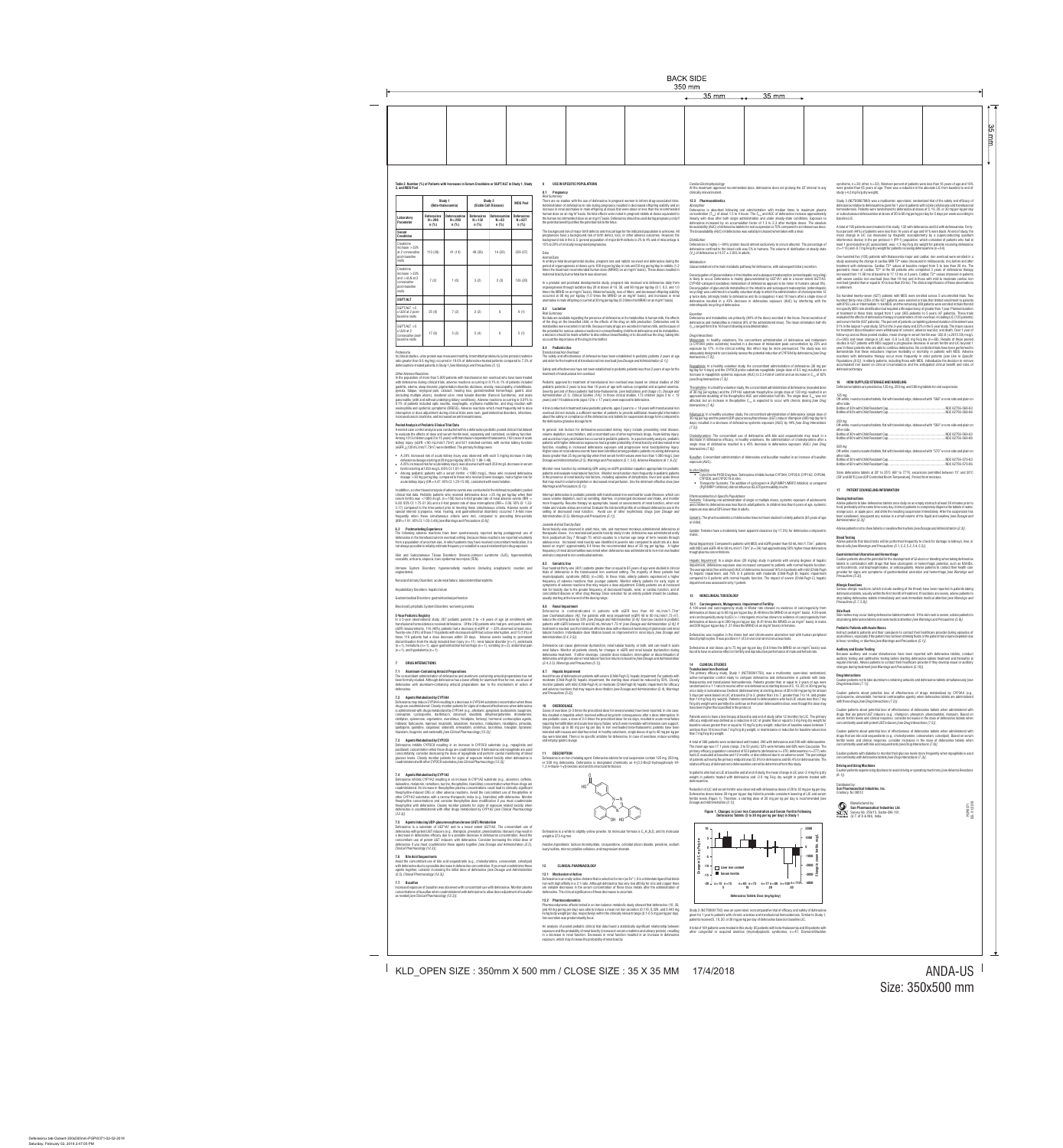BACK SIDE

350 mm

35 mm

35 mm

**Table 2: Number (%) of Patients with Increases in Serum Creatinine or SGPT/ALT in Study 1, Study 3, and MDS Pool**

| | Study 1 (Beta-thalassemia) | | Study 3 (Sickle Cell Disease) | | MDS Pool |
|---|---|---|---|---|---|
| Laboratory Parameter | Deferasirox N=296 n (%) | Deferoxamine N=290 n (%) | Deferasirox N=132 n (%) | Deferoxamine N=63 n (%) | Deferasirox N=627 n (%) |
| **Serum Creatinine** | | | | | |
| Creatinine increase >33% at 2 consecutive post-baseline visits | 113 (38) | 41 (14) | 48 (36) | 14 (22) | 229 (37) |
| Creatinine increase >33% and >ULN at 2 consecutive post-baseline visits | 7 (2) | 1 (0) | 3 (2) | 2 (3) | 126 (20) |
| **SGPT/ALT** | | | | | |
| SGPT/ALT >5 x ULN at 2 post-baseline visits | 25 (8) | 7 (2) | 2 (2) | 0 | 8 (1) |
| SGPT/ALT >5 x ULN at 2 consecutive post-baseline visits | 17 (6) | 5 (2) | 5 (4) | 0 | 5 (1) |

## 7 DRUG INTERACTIONS

## 8 USE IN SPECIFIC POPULATIONS

## 10 OVERDOSAGE

## 11 DESCRIPTION

## 12 CLINICAL PHARMACOLOGY

## 13 NONCLINICAL TOXICOLOGY

## 14 CLINICAL STUDIES

Figure 1. Changes in Liver Iron Concentration and Serum Ferritin Following Deferasirox Tablets (5 to 30 mg per kg per day) in Study 1

Deferasirox Tablets Dose (mg/kg/day)

Liver iron content

Serum ferritin

## 16 HOW SUPPLIED/STORAGE AND HANDLING

## 17 PATIENT COUNSELING INFORMATION

KLD_OPEN SIZE : 350mm X 500 mm / CLOSE SIZE : 35 X 35 MM 17/4/2018

ANDA-US

Size: 350x500 mm